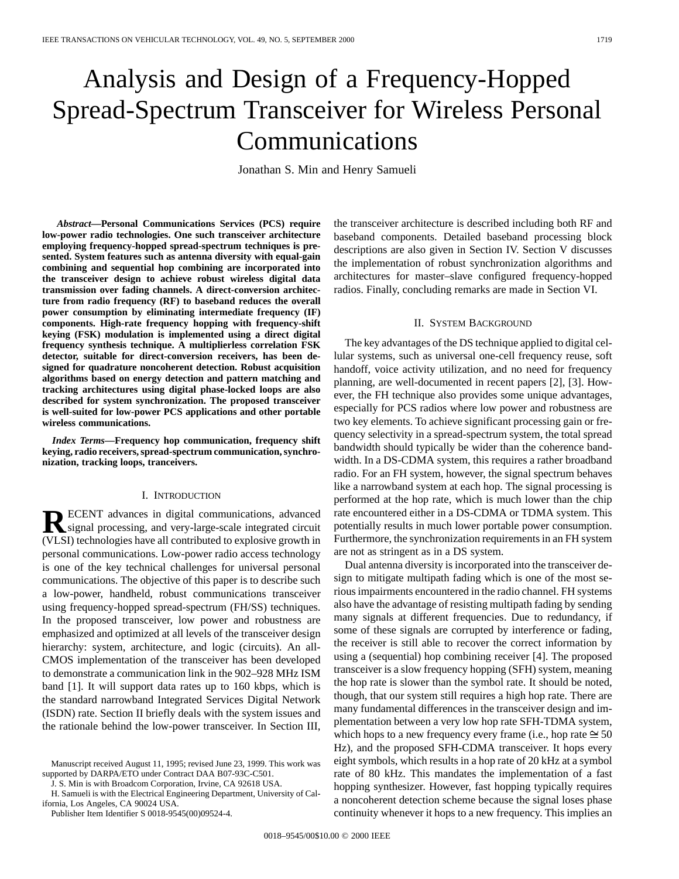# Analysis and Design of a Frequency-Hopped Spread-Spectrum Transceiver for Wireless Personal Communications

Jonathan S. Min and Henry Samueli

***Abstract*—Personal Communications Services (PCS) require low-power radio technologies. One such transceiver architecture employing frequency-hopped spread-spectrum techniques is presented. System features such as antenna diversity with equal-gain combining and sequential hop combining are incorporated into the transceiver design to achieve robust wireless digital data transmission over fading channels. A direct-conversion architecture from radio frequency (RF) to baseband reduces the overall power consumption by eliminating intermediate frequency (IF) components. High-rate frequency hopping with frequency-shift keying (FSK) modulation is implemented using a direct digital frequency synthesis technique. A multiplierless correlation FSK detector, suitable for direct-conversion receivers, has been designed for quadrature noncoherent detection. Robust acquisition algorithms based on energy detection and pattern matching and tracking architectures using digital phase-locked loops are also described for system synchronization. The proposed transceiver is well-suited for low-power PCS applications and other portable wireless communications.**

***Index Terms*—Frequency hop communication, frequency shift keying, radio receivers, spread-spectrum communication, synchronization, tracking loops, tranceivers.**

## I. Introduction

Recent advances in digital communications, advanced signal processing, and very-large-scale integrated circuit (VLSI) technologies have all contributed to explosive growth in personal communications. Low-power radio access technology is one of the key technical challenges for universal personal communications. The objective of this paper is to describe such a low-power, handheld, robust communications transceiver using frequency-hopped spread-spectrum (FH/SS) techniques. In the proposed transceiver, low power and robustness are emphasized and optimized at all levels of the transceiver design hierarchy: system, architecture, and logic (circuits). An all-CMOS implementation of the transceiver has been developed to demonstrate a communication link in the 902–928 MHz ISM band [1]. It will support data rates up to 160 kbps, which is the standard narrowband Integrated Services Digital Network (ISDN) rate. Section II briefly deals with the system issues and the rationale behind the low-power transceiver. In Section III, the transceiver architecture is described including both RF and baseband components. Detailed baseband processing block descriptions are also given in Section IV. Section V discusses the implementation of robust synchronization algorithms and architectures for master–slave configured frequency-hopped radios. Finally, concluding remarks are made in Section VI.

Manuscript received August 11, 1995; revised June 23, 1999. This work was supported by DARPA/ETO under Contract DAA B07-93C-C501.

J. S. Min is with Broadcom Corporation, Irvine, CA 92618 USA.

H. Samueli is with the Electrical Engineering Department, University of California, Los Angeles, CA 90024 USA.

Publisher Item Identifier S 0018-9545(00)09524-4.

## II. System Background

The key advantages of the DS technique applied to digital cellular systems, such as universal one-cell frequency reuse, soft handoff, voice activity utilization, and no need for frequency planning, are well-documented in recent papers [2], [3]. However, the FH technique also provides some unique advantages, especially for PCS radios where low power and robustness are two key elements. To achieve significant processing gain or frequency selectivity in a spread-spectrum system, the total spread bandwidth should typically be wider than the coherence bandwidth. In a DS-CDMA system, this requires a rather broadband radio. For an FH system, however, the signal spectrum behaves like a narrowband system at each hop. The signal processing is performed at the hop rate, which is much lower than the chip rate encountered either in a DS-CDMA or TDMA system. This potentially results in much lower portable power consumption. Furthermore, the synchronization requirements in an FH system are not as stringent as in a DS system.

Dual antenna diversity is incorporated into the transceiver design to mitigate multipath fading which is one of the most serious impairments encountered in the radio channel. FH systems also have the advantage of resisting multipath fading by sending many signals at different frequencies. Due to redundancy, if some of these signals are corrupted by interference or fading, the receiver is still able to recover the correct information by using a (sequential) hop combining receiver [4]. The proposed transceiver is a slow frequency hopping (SFH) system, meaning the hop rate is slower than the symbol rate. It should be noted, though, that our system still requires a high hop rate. There are many fundamental differences in the transceiver design and implementation between a very low hop rate SFH-TDMA system, which hops to a new frequency every frame (i.e., hop rate $\cong$ 50 Hz), and the proposed SFH-CDMA transceiver. It hops every eight symbols, which results in a hop rate of 20 kHz at a symbol rate of 80 kHz. This mandates the implementation of a fast hopping synthesizer. However, fast hopping typically requires a noncoherent detection scheme because the signal loses phase continuity whenever it hops to a new frequency. This implies an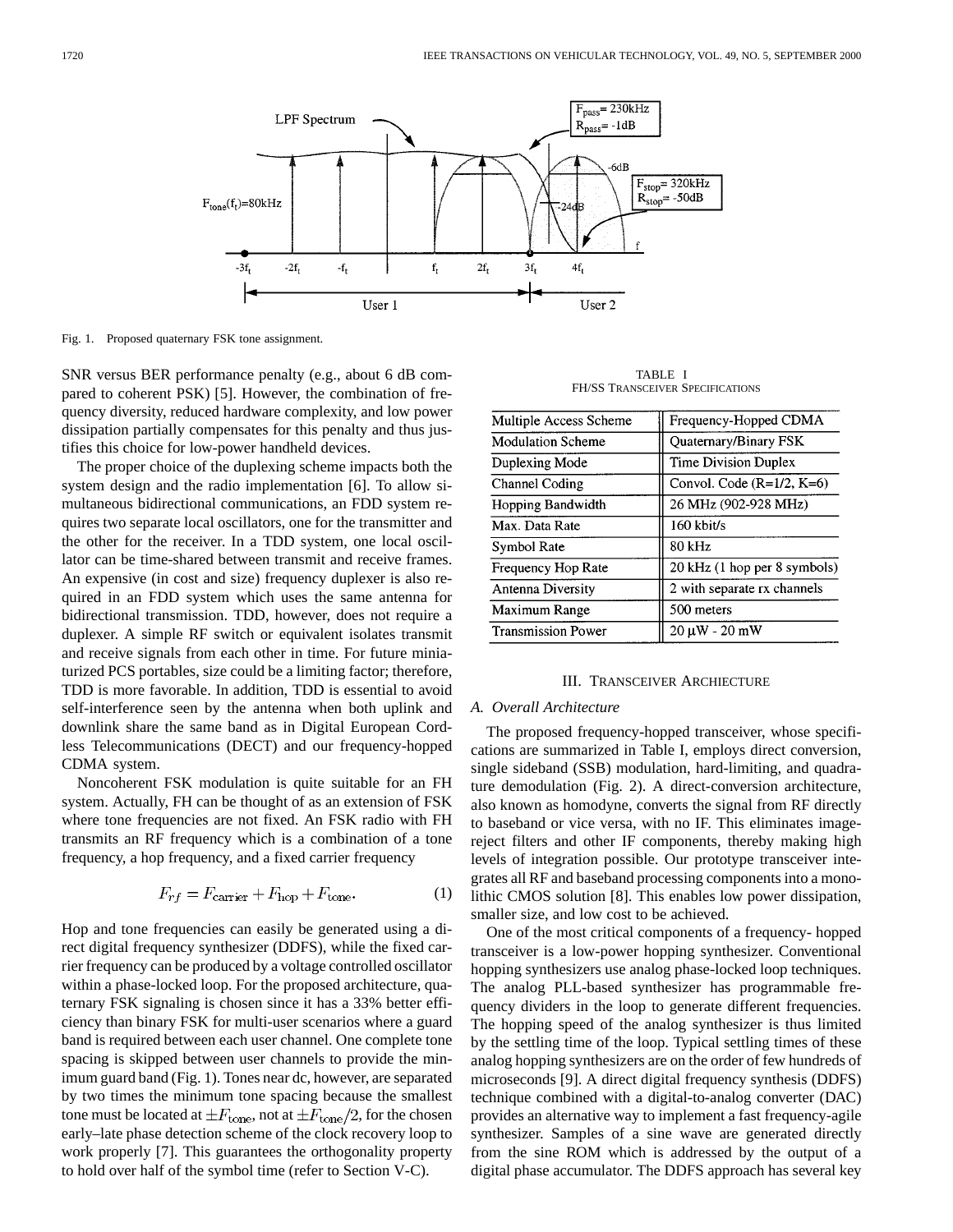Fig. 1. Proposed quaternary FSK tone assignment.

SNR versus BER performance penalty (e.g., about 6 dB compared to coherent PSK) [5]. However, the combination of frequency diversity, reduced hardware complexity, and low power dissipation partially compensates for this penalty and thus justifies this choice for low-power handheld devices.

The proper choice of the duplexing scheme impacts both the system design and the radio implementation [6]. To allow simultaneous bidirectional communications, an FDD system requires two separate local oscillators, one for the transmitter and the other for the receiver. In a TDD system, one local oscillator can be time-shared between transmit and receive frames. An expensive (in cost and size) frequency duplexer is also required in an FDD system which uses the same antenna for bidirectional transmission. TDD, however, does not require a duplexer. A simple RF switch or equivalent isolates transmit and receive signals from each other in time. For future miniaturized PCS portables, size could be a limiting factor; therefore, TDD is more favorable. In addition, TDD is essential to avoid self-interference seen by the antenna when both uplink and downlink share the same band as in Digital European Cordless Telecommunications (DECT) and our frequency-hopped CDMA system.

Noncoherent FSK modulation is quite suitable for an FH system. Actually, FH can be thought of as an extension of FSK where tone frequencies are not fixed. An FSK radio with FH transmits an RF frequency which is a combination of a tone frequency, a hop frequency, and a fixed carrier frequency

$$F_{rf} = F_{\text{carrier}} + F_{\text{hop}} + F_{\text{tone}}. \tag{1}$$

Hop and tone frequencies can easily be generated using a direct digital frequency synthesizer (DDFS), while the fixed carrier frequency can be produced by a voltage controlled oscillator within a phase-locked loop. For the proposed architecture, quaternary FSK signaling is chosen since it has a 33% better efficiency than binary FSK for multi-user scenarios where a guard band is required between each user channel. One complete tone spacing is skipped between user channels to provide the minimum guard band (Fig. 1). Tones near dc, however, are separated by two times the minimum tone spacing because the smallest tone must be located at $\pm F_{\text{tone}}$, not at $\pm F_{\text{tone}}/2$, for the chosen early–late phase detection scheme of the clock recovery loop to work properly [7]. This guarantees the orthogonality property to hold over half of the symbol time (refer to Section V-C).

TABLE I
FH/SS Transceiver Specifications

| | |
|---|---|
| Multiple Access Scheme | Frequency-Hopped CDMA |
| Modulation Scheme | Quaternary/Binary FSK |
| Duplexing Mode | Time Division Duplex |
| Channel Coding | Convol. Code (R=1/2, K=6) |
| Hopping Bandwidth | 26 MHz (902-928 MHz) |
| Max. Data Rate | 160 kbit/s |
| Symbol Rate | 80 kHz |
| Frequency Hop Rate | 20 kHz (1 hop per 8 symbols) |
| Antenna Diversity | 2 with separate rx channels |
| Maximum Range | 500 meters |
| Transmission Power | 20 μW - 20 mW |

## III. Transceiver Architecture

### A. Overall Architecture

The proposed frequency-hopped transceiver, whose specifications are summarized in Table I, employs direct conversion, single sideband (SSB) modulation, hard-limiting, and quadrature demodulation (Fig. 2). A direct-conversion architecture, also known as homodyne, converts the signal from RF directly to baseband or vice versa, with no IF. This eliminates image-reject filters and other IF components, thereby making high levels of integration possible. Our prototype transceiver integrates all RF and baseband processing components into a monolithic CMOS solution [8]. This enables low power dissipation, smaller size, and low cost to be achieved.

One of the most critical components of a frequency- hopped transceiver is a low-power hopping synthesizer. Conventional hopping synthesizers use analog phase-locked loop techniques. The analog PLL-based synthesizer has programmable frequency dividers in the loop to generate different frequencies. The hopping speed of the analog synthesizer is thus limited by the settling time of the loop. Typical settling times of these analog hopping synthesizers are on the order of few hundreds of microseconds [9]. A direct digital frequency synthesis (DDFS) technique combined with a digital-to-analog converter (DAC) provides an alternative way to implement a fast frequency-agile synthesizer. Samples of a sine wave are generated directly from the sine ROM which is addressed by the output of a digital phase accumulator. The DDFS approach has several key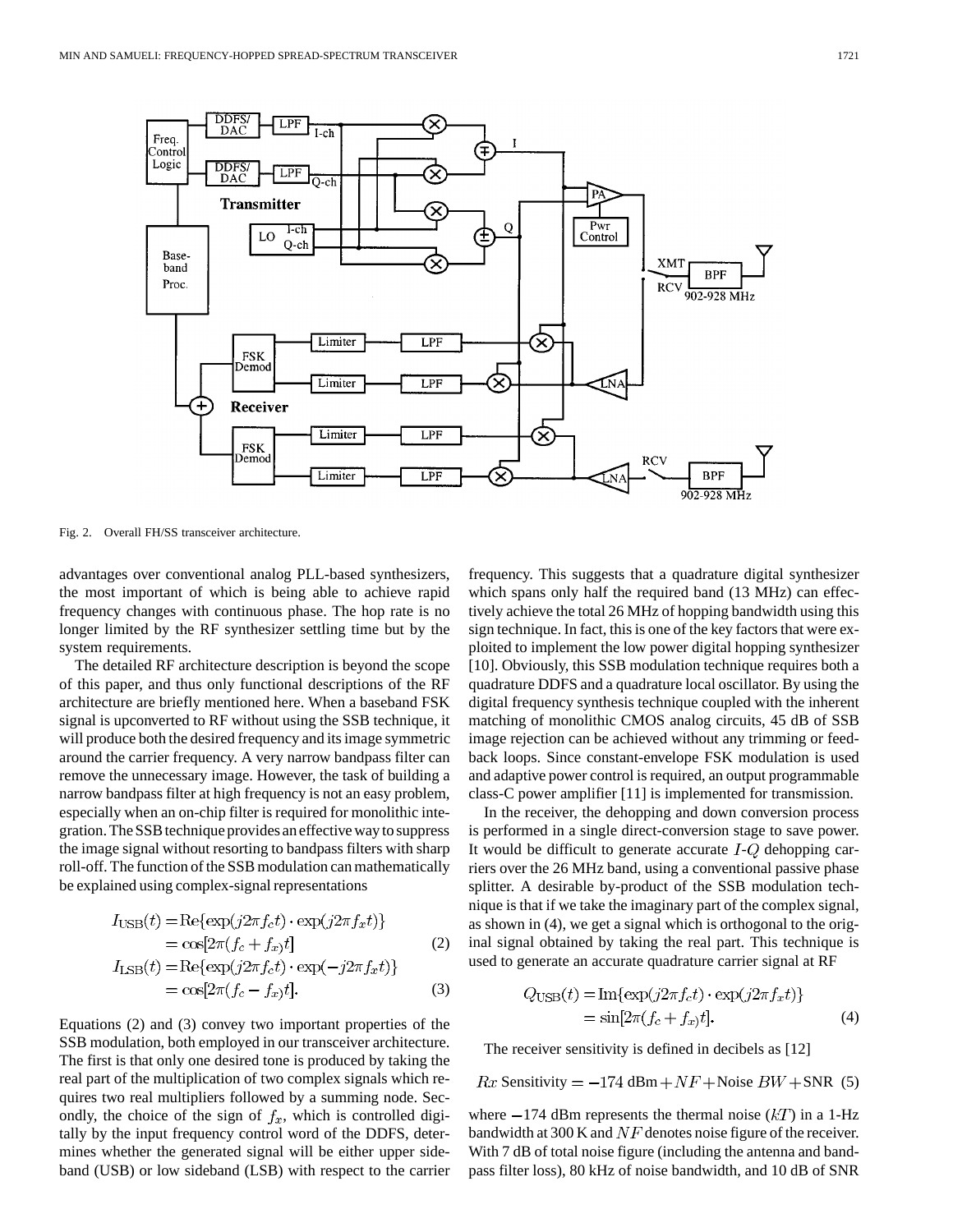Fig. 2. Overall FH/SS transceiver architecture.

advantages over conventional analog PLL-based synthesizers, the most important of which is being able to achieve rapid frequency changes with continuous phase. The hop rate is no longer limited by the RF synthesizer settling time but by the system requirements.

The detailed RF architecture description is beyond the scope of this paper, and thus only functional descriptions of the RF architecture are briefly mentioned here. When a baseband FSK signal is upconverted to RF without using the SSB technique, it will produce both the desired frequency and its image symmetric around the carrier frequency. A very narrow bandpass filter can remove the unnecessary image. However, the task of building a narrow bandpass filter at high frequency is not an easy problem, especially when an on-chip filter is required for monolithic integration. The SSB technique provides an effective way to suppress the image signal without resorting to bandpass filters with sharp roll-off. The function of the SSB modulation can mathematically be explained using complex-signal representations

$$I_{\text{USB}}(t) = \text{Re}\{\exp(j2\pi f_c t) \cdot \exp(j2\pi f_x t)\} = \cos[2\pi(f_c + f_x)t] \tag{2}$$

$$I_{\text{LSB}}(t) = \text{Re}\{\exp(j2\pi f_c t) \cdot \exp(-j2\pi f_x t)\} = \cos[2\pi(f_c - f_x)t]. \tag{3}$$

Equations (2) and (3) convey two important properties of the SSB modulation, both employed in our transceiver architecture. The first is that only one desired tone is produced by taking the real part of the multiplication of two complex signals which requires two real multipliers followed by a summing node. Secondly, the choice of the sign of $f_x$, which is controlled digitally by the input frequency control word of the DDFS, determines whether the generated signal will be either upper sideband (USB) or low sideband (LSB) with respect to the carrier frequency. This suggests that a quadrature digital synthesizer which spans only half the required band (13 MHz) can effectively achieve the total 26 MHz of hopping bandwidth using this sign technique. In fact, this is one of the key factors that were exploited to implement the low power digital hopping synthesizer [10]. Obviously, this SSB modulation technique requires both a quadrature DDFS and a quadrature local oscillator. By using the digital frequency synthesis technique coupled with the inherent matching of monolithic CMOS analog circuits, 45 dB of SSB image rejection can be achieved without any trimming or feedback loops. Since constant-envelope FSK modulation is used and adaptive power control is required, an output programmable class-C power amplifier [11] is implemented for transmission.

In the receiver, the dehopping and down conversion process is performed in a single direct-conversion stage to save power. It would be difficult to generate accurate $I$-$Q$ dehopping carriers over the 26 MHz band, using a conventional passive phase splitter. A desirable by-product of the SSB modulation technique is that if we take the imaginary part of the complex signal, as shown in (4), we get a signal which is orthogonal to the original signal obtained by taking the real part. This technique is used to generate an accurate quadrature carrier signal at RF

$$Q_{\text{USB}}(t) = \text{Im}\{\exp(j2\pi f_c t) \cdot \exp(j2\pi f_x t)\} = \sin[2\pi(f_c + f_x)t]. \tag{4}$$

The receiver sensitivity is defined in decibels as [12]

$$Rx \text{ Sensitivity} = -174 \text{ dBm} + NF + \text{Noise } BW + \text{SNR} \tag{5}$$

where $-174$ dBm represents the thermal noise ($kT$) in a 1-Hz bandwidth at 300 K and $NF$ denotes noise figure of the receiver. With 7 dB of total noise figure (including the antenna and bandpass filter loss), 80 kHz of noise bandwidth, and 10 dB of SNR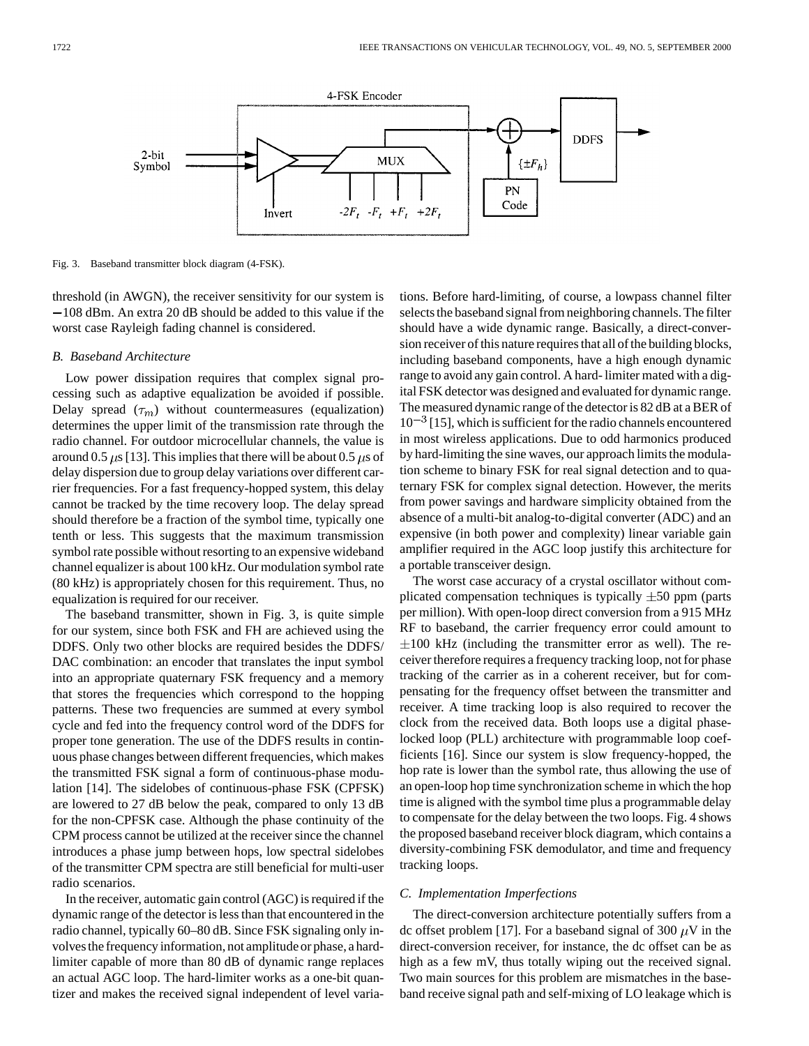Fig. 3. Baseband transmitter block diagram (4-FSK).

threshold (in AWGN), the receiver sensitivity for our system is −108 dBm. An extra 20 dB should be added to this value if the worst case Rayleigh fading channel is considered.

### B. Baseband Architecture

Low power dissipation requires that complex signal processing such as adaptive equalization be avoided if possible. Delay spread ($\tau_m$) without countermeasures (equalization) determines the upper limit of the transmission rate through the radio channel. For outdoor microcellular channels, the value is around 0.5 $\mu$s [13]. This implies that there will be about 0.5 $\mu$s of delay dispersion due to group delay variations over different carrier frequencies. For a fast frequency-hopped system, this delay cannot be tracked by the time recovery loop. The delay spread should therefore be a fraction of the symbol time, typically one tenth or less. This suggests that the maximum transmission symbol rate possible without resorting to an expensive wideband channel equalizer is about 100 kHz. Our modulation symbol rate (80 kHz) is appropriately chosen for this requirement. Thus, no equalization is required for our receiver.

The baseband transmitter, shown in Fig. 3, is quite simple for our system, since both FSK and FH are achieved using the DDFS. Only two other blocks are required besides the DDFS/DAC combination: an encoder that translates the input symbol into an appropriate quaternary FSK frequency and a memory that stores the frequencies which correspond to the hopping patterns. These two frequencies are summed at every symbol cycle and fed into the frequency control word of the DDFS for proper tone generation. The use of the DDFS results in continuous phase changes between different frequencies, which makes the transmitted FSK signal a form of continuous-phase modulation [14]. The sidelobes of continuous-phase FSK (CPFSK) are lowered to 27 dB below the peak, compared to only 13 dB for the non-CPFSK case. Although the phase continuity of the CPM process cannot be utilized at the receiver since the channel introduces a phase jump between hops, low spectral sidelobes of the transmitter CPM spectra are still beneficial for multi-user radio scenarios.

In the receiver, automatic gain control (AGC) is required if the dynamic range of the detector is less than that encountered in the radio channel, typically 60–80 dB. Since FSK signaling only involves the frequency information, not amplitude or phase, a hard-limiter capable of more than 80 dB of dynamic range replaces an actual AGC loop. The hard-limiter works as a one-bit quantizer and makes the received signal independent of level variations. Before hard-limiting, of course, a lowpass channel filter selects the baseband signal from neighboring channels. The filter should have a wide dynamic range. Basically, a direct-conversion receiver of this nature requires that all of the building blocks, including baseband components, have a high enough dynamic range to avoid any gain control. A hard- limiter mated with a digital FSK detector was designed and evaluated for dynamic range. The measured dynamic range of the detector is 82 dB at a BER of $10^{-3}$ [15], which is sufficient for the radio channels encountered in most wireless applications. Due to odd harmonics produced by hard-limiting the sine waves, our approach limits the modulation scheme to binary FSK for real signal detection and to quaternary FSK for complex signal detection. However, the merits from power savings and hardware simplicity obtained from the absence of a multi-bit analog-to-digital converter (ADC) and an expensive (in both power and complexity) linear variable gain amplifier required in the AGC loop justify this architecture for a portable transceiver design.

The worst case accuracy of a crystal oscillator without complicated compensation techniques is typically $\pm$50 ppm (parts per million). With open-loop direct conversion from a 915 MHz RF to baseband, the carrier frequency error could amount to $\pm$100 kHz (including the transmitter error as well). The receiver therefore requires a frequency tracking loop, not for phase tracking of the carrier as in a coherent receiver, but for compensating for the frequency offset between the transmitter and receiver. A time tracking loop is also required to recover the clock from the received data. Both loops use a digital phase-locked loop (PLL) architecture with programmable loop coefficients [16]. Since our system is slow frequency-hopped, the hop rate is lower than the symbol rate, thus allowing the use of an open-loop hop time synchronization scheme in which the hop time is aligned with the symbol time plus a programmable delay to compensate for the delay between the two loops. Fig. 4 shows the proposed baseband receiver block diagram, which contains a diversity-combining FSK demodulator, and time and frequency tracking loops.

### C. Implementation Imperfections

The direct-conversion architecture potentially suffers from a dc offset problem [17]. For a baseband signal of 300 $\mu$V in the direct-conversion receiver, for instance, the dc offset can be as high as a few mV, thus totally wiping out the received signal. Two main sources for this problem are mismatches in the baseband receive signal path and self-mixing of LO leakage which is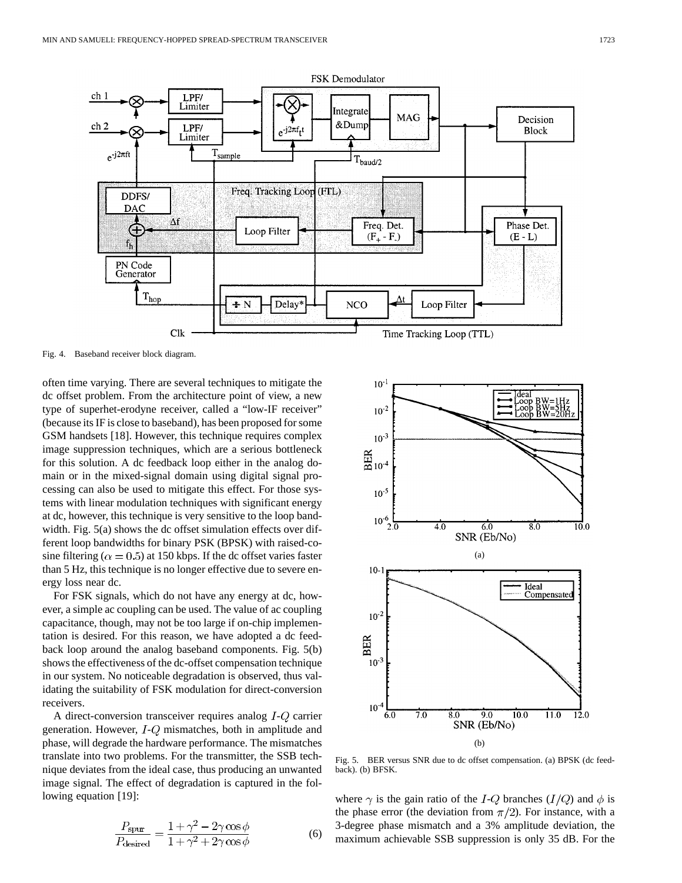Fig. 4. Baseband receiver block diagram.

often time varying. There are several techniques to mitigate the dc offset problem. From the architecture point of view, a new type of superhet-erodyne receiver, called a "low-IF receiver" (because its IF is close to baseband), has been proposed for some GSM handsets [18]. However, this technique requires complex image suppression techniques, which are a serious bottleneck for this solution. A dc feedback loop either in the analog domain or in the mixed-signal domain using digital signal processing can also be used to mitigate this effect. For those systems with linear modulation techniques with significant energy at dc, however, this technique is very sensitive to the loop bandwidth. Fig. 5(a) shows the dc offset simulation effects over different loop bandwidths for binary PSK (BPSK) with raised-cosine filtering ($\alpha = 0.5$) at 150 kbps. If the dc offset varies faster than 5 Hz, this technique is no longer effective due to severe energy loss near dc.

For FSK signals, which do not have any energy at dc, however, a simple ac coupling can be used. The value of ac coupling capacitance, though, may not be too large if on-chip implementation is desired. For this reason, we have adopted a dc feedback loop around the analog baseband components. Fig. 5(b) shows the effectiveness of the dc-offset compensation technique in our system. No noticeable degradation is observed, thus validating the suitability of FSK modulation for direct-conversion receivers.

A direct-conversion transceiver requires analog $I$-$Q$ carrier generation. However, $I$-$Q$ mismatches, both in amplitude and phase, will degrade the hardware performance. The mismatches translate into two problems. For the transmitter, the SSB technique deviates from the ideal case, thus producing an unwanted image signal. The effect of degradation is captured in the following equation [19]:

$$\frac{P_{\text{spur}}}{P_{\text{desired}}} = \frac{1 + \gamma^2 - 2\gamma \cos\phi}{1 + \gamma^2 + 2\gamma \cos\phi} \tag{6}$$

Fig. 5. BER versus SNR due to dc offset compensation. (a) BPSK (dc feedback). (b) BFSK.

where $\gamma$ is the gain ratio of the $I$-$Q$ branches ($I/Q$) and $\phi$ is the phase error (the deviation from $\pi/2$). For instance, with a 3-degree phase mismatch and a 3% amplitude deviation, the maximum achievable SSB suppression is only 35 dB. For the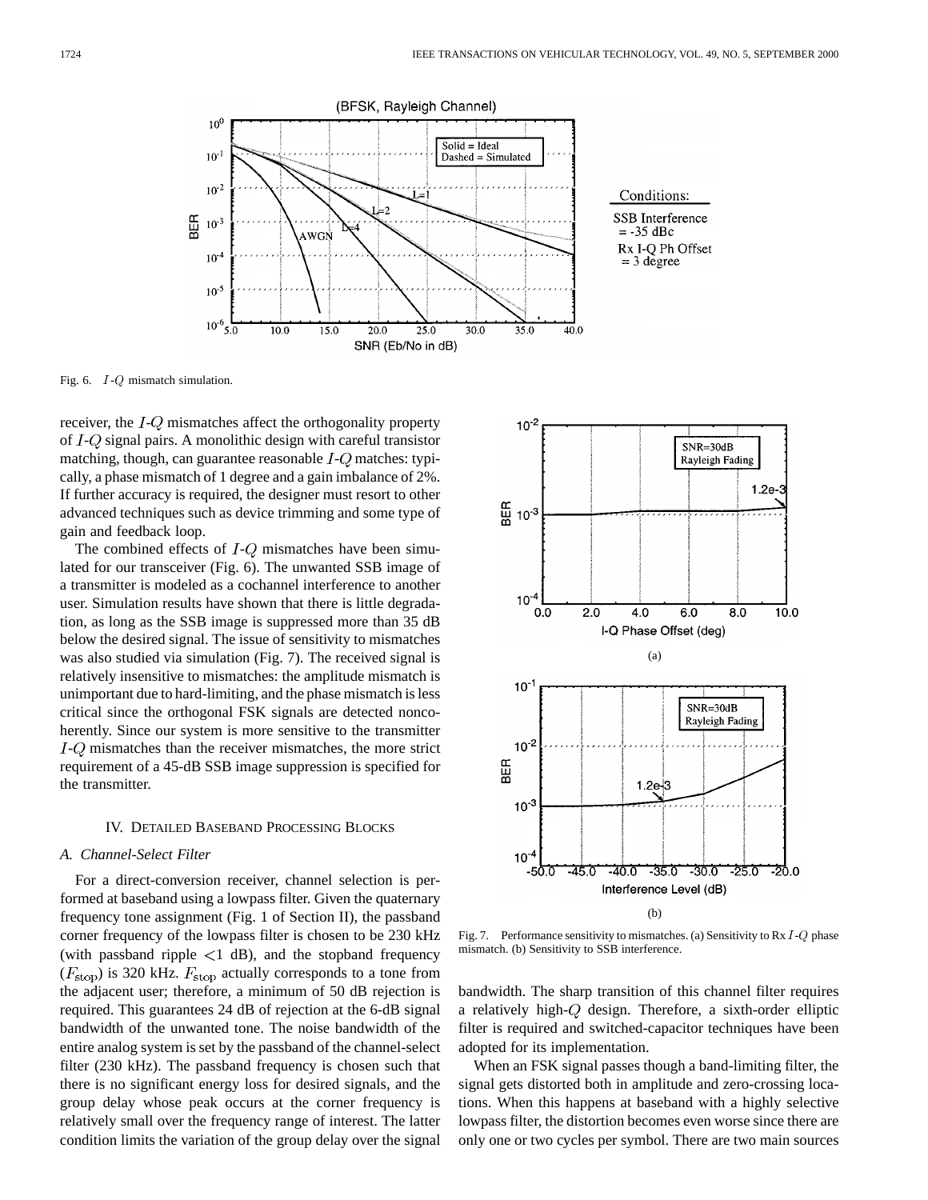Fig. 6. $I$-$Q$ mismatch simulation.

receiver, the $I$-$Q$ mismatches affect the orthogonality property of $I$-$Q$ signal pairs. A monolithic design with careful transistor matching, though, can guarantee reasonable $I$-$Q$ matches: typically, a phase mismatch of 1 degree and a gain imbalance of 2%. If further accuracy is required, the designer must resort to other advanced techniques such as device trimming and some type of gain and feedback loop.

The combined effects of $I$-$Q$ mismatches have been simulated for our transceiver (Fig. 6). The unwanted SSB image of a transmitter is modeled as a cochannel interference to another user. Simulation results have shown that there is little degradation, as long as the SSB image is suppressed more than 35 dB below the desired signal. The issue of sensitivity to mismatches was also studied via simulation (Fig. 7). The received signal is relatively insensitive to mismatches: the amplitude mismatch is unimportant due to hard-limiting, and the phase mismatch is less critical since the orthogonal FSK signals are detected noncoherently. Since our system is more sensitive to the transmitter $I$-$Q$ mismatches than the receiver mismatches, the more strict requirement of a 45-dB SSB image suppression is specified for the transmitter.

Fig. 7. Performance sensitivity to mismatches. (a) Sensitivity to Rx $I$-$Q$ phase mismatch. (b) Sensitivity to SSB interference.

## IV. Detailed Baseband Processing Blocks

### A. Channel-Select Filter

For a direct-conversion receiver, channel selection is performed at baseband using a lowpass filter. Given the quaternary frequency tone assignment (Fig. 1 of Section II), the passband corner frequency of the lowpass filter is chosen to be 230 kHz (with passband ripple $<1$ dB), and the stopband frequency ($F_{\text{stop}}$) is 320 kHz. $F_{\text{stop}}$ actually corresponds to a tone from the adjacent user; therefore, a minimum of 50 dB rejection is required. This guarantees 24 dB of rejection at the 6-dB signal bandwidth of the unwanted tone. The noise bandwidth of the entire analog system is set by the passband of the channel-select filter (230 kHz). The passband frequency is chosen such that there is no significant energy loss for desired signals, and the group delay whose peak occurs at the corner frequency is relatively small over the frequency range of interest. The latter condition limits the variation of the group delay over the signal bandwidth. The sharp transition of this channel filter requires a relatively high-$Q$ design. Therefore, a sixth-order elliptic filter is required and switched-capacitor techniques have been adopted for its implementation.

When an FSK signal passes though a band-limiting filter, the signal gets distorted both in amplitude and zero-crossing locations. When this happens at baseband with a highly selective lowpass filter, the distortion becomes even worse since there are only one or two cycles per symbol. There are two main sources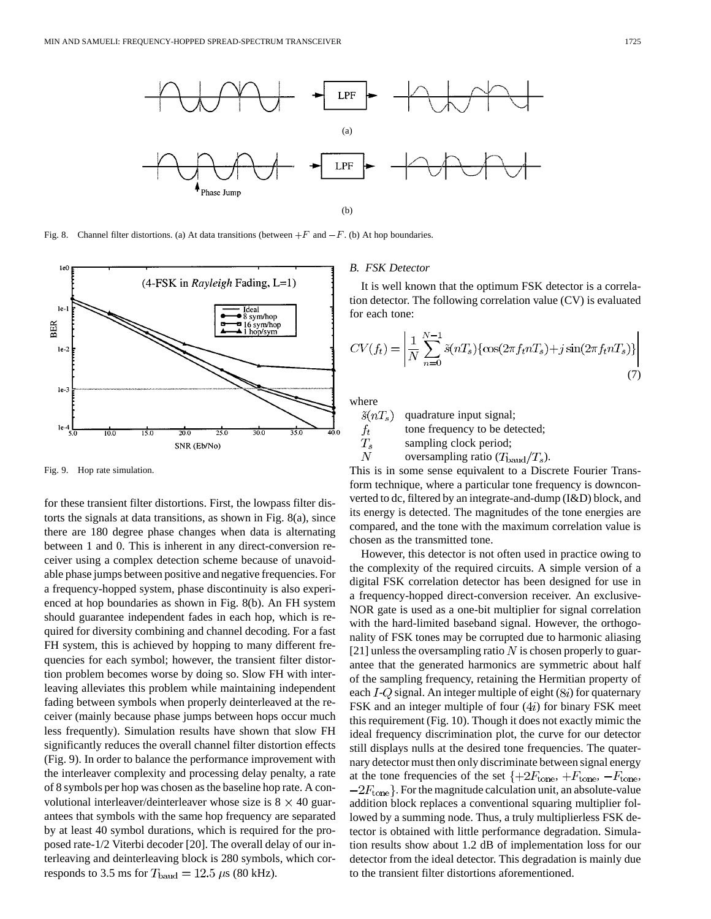Fig. 8. Channel filter distortions. (a) At data transitions (between $+F$ and $-F$. (b) At hop boundaries.

Fig. 9. Hop rate simulation.

for these transient filter distortions. First, the lowpass filter distorts the signals at data transitions, as shown in Fig. 8(a), since there are 180 degree phase changes when data is alternating between 1 and 0. This is inherent in any direct-conversion receiver using a complex detection scheme because of unavoidable phase jumps between positive and negative frequencies. For a frequency-hopped system, phase discontinuity is also experienced at hop boundaries as shown in Fig. 8(b). An FH system should guarantee independent fades in each hop, which is required for diversity combining and channel decoding. For a fast FH system, this is achieved by hopping to many different frequencies for each symbol; however, the transient filter distortion problem becomes worse by doing so. Slow FH with interleaving alleviates this problem while maintaining independent fading between symbols when properly deinterleaved at the receiver (mainly because phase jumps between hops occur much less frequently). Simulation results have shown that slow FH significantly reduces the overall channel filter distortion effects (Fig. 9). In order to balance the performance improvement with the interleaver complexity and processing delay penalty, a rate of 8 symbols per hop was chosen as the baseline hop rate. A convolutional interleaver/deinterleaver whose size is $8 \times 40$ guarantees that symbols with the same hop frequency are separated by at least 40 symbol durations, which is required for the proposed rate-1/2 Viterbi decoder [20]. The overall delay of our interleaving and deinterleaving block is 280 symbols, which corresponds to 3.5 ms for $T_{\rm baud} = 12.5\ \mu$s (80 kHz).

### B. FSK Detector

It is well known that the optimum FSK detector is a correlation detector. The following correlation value (CV) is evaluated for each tone:

$$CV(f_t) = \left| \frac{1}{N} \sum_{n=0}^{N-1} \tilde{s}(nT_s)\{\cos(2\pi f_t n T_s) + j \sin(2\pi f_t n T_s)\} \right| \quad (7)$$

where

- $\tilde{s}(nT_s)$ quadrature input signal;
- $f_t$ tone frequency to be detected;
- $T_s$ sampling clock period;
- $N$ oversampling ratio ($T_{\rm baud}/T_s$).

This is in some sense equivalent to a Discrete Fourier Transform technique, where a particular tone frequency is downconverted to dc, filtered by an integrate-and-dump (I&D) block, and its energy is detected. The magnitudes of the tone energies are compared, and the tone with the maximum correlation value is chosen as the transmitted tone.

However, this detector is not often used in practice owing to the complexity of the required circuits. A simple version of a digital FSK correlation detector has been designed for use in a frequency-hopped direct-conversion receiver. An exclusive-NOR gate is used as a one-bit multiplier for signal correlation with the hard-limited baseband signal. However, the orthogonality of FSK tones may be corrupted due to harmonic aliasing [21] unless the oversampling ratio $N$ is chosen properly to guarantee that the generated harmonics are symmetric about half of the sampling frequency, retaining the Hermitian property of each $I$-$Q$ signal. An integer multiple of eight ($8i$) for quaternary FSK and an integer multiple of four ($4i$) for binary FSK meet this requirement (Fig. 10). Though it does not exactly mimic the ideal frequency discrimination plot, the curve for our detector still displays nulls at the desired tone frequencies. The quaternary detector must then only discriminate between signal energy at the tone frequencies of the set $\{+2F_{\rm tone}, +F_{\rm tone}, -F_{\rm tone}, -2F_{\rm tone}\}$. For the magnitude calculation unit, an absolute-value addition block replaces a conventional squaring multiplier followed by a summing node. Thus, a truly multiplierless FSK detector is obtained with little performance degradation. Simulation results show about 1.2 dB of implementation loss for our detector from the ideal detector. This degradation is mainly due to the transient filter distortions aforementioned.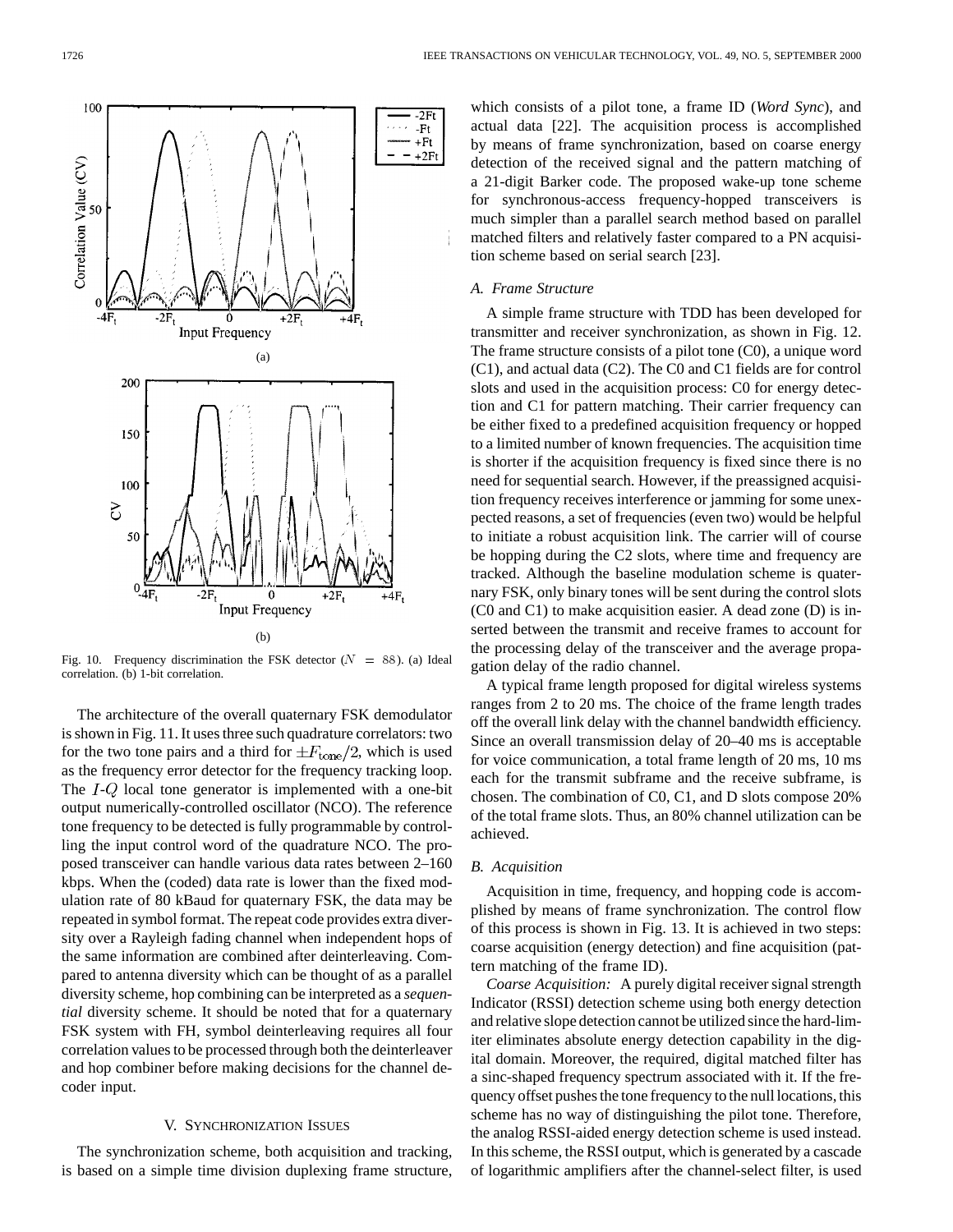Fig. 10. Frequency discrimination the FSK detector ($N = 88$). (a) Ideal correlation. (b) 1-bit correlation.

The architecture of the overall quaternary FSK demodulator is shown in Fig. 11. It uses three such quadrature correlators: two for the two tone pairs and a third for $\pm F_{\rm tone}/2$, which is used as the frequency error detector for the frequency tracking loop. The $I$-$Q$ local tone generator is implemented with a one-bit output numerically-controlled oscillator (NCO). The reference tone frequency to be detected is fully programmable by controlling the input control word of the quadrature NCO. The proposed transceiver can handle various data rates between 2–160 kbps. When the (coded) data rate is lower than the fixed modulation rate of 80 kBaud for quaternary FSK, the data may be repeated in symbol format. The repeat code provides extra diversity over a Rayleigh fading channel when independent hops of the same information are combined after deinterleaving. Compared to antenna diversity which can be thought of as a parallel diversity scheme, hop combining can be interpreted as a *sequential* diversity scheme. It should be noted that for a quaternary FSK system with FH, symbol deinterleaving requires all four correlation values to be processed through both the deinterleaver and hop combiner before making decisions for the channel decoder input.

## V. Synchronization Issues

The synchronization scheme, both acquisition and tracking, is based on a simple time division duplexing frame structure, which consists of a pilot tone, a frame ID (*Word Sync*), and actual data [22]. The acquisition process is accomplished by means of frame synchronization, based on coarse energy detection of the received signal and the pattern matching of a 21-digit Barker code. The proposed wake-up tone scheme for synchronous-access frequency-hopped transceivers is much simpler than a parallel search method based on parallel matched filters and relatively faster compared to a PN acquisition scheme based on serial search [23].

### A. Frame Structure

A simple frame structure with TDD has been developed for transmitter and receiver synchronization, as shown in Fig. 12. The frame structure consists of a pilot tone (C0), a unique word (C1), and actual data (C2). The C0 and C1 fields are for control slots and used in the acquisition process: C0 for energy detection and C1 for pattern matching. Their carrier frequency can be either fixed to a predefined acquisition frequency or hopped to a limited number of known frequencies. The acquisition time is shorter if the acquisition frequency is fixed since there is no need for sequential search. However, if the preassigned acquisition frequency receives interference or jamming for some unexpected reasons, a set of frequencies (even two) would be helpful to initiate a robust acquisition link. The carrier will of course be hopping during the C2 slots, where time and frequency are tracked. Although the baseline modulation scheme is quaternary FSK, only binary tones will be sent during the control slots (C0 and C1) to make acquisition easier. A dead zone (D) is inserted between the transmit and receive frames to account for the processing delay of the transceiver and the average propagation delay of the radio channel.

A typical frame length proposed for digital wireless systems ranges from 2 to 20 ms. The choice of the frame length trades off the overall link delay with the channel bandwidth efficiency. Since an overall transmission delay of 20–40 ms is acceptable for voice communication, a total frame length of 20 ms, 10 ms each for the transmit subframe and the receive subframe, is chosen. The combination of C0, C1, and D slots compose 20% of the total frame slots. Thus, an 80% channel utilization can be achieved.

### B. Acquisition

Acquisition in time, frequency, and hopping code is accomplished by means of frame synchronization. The control flow of this process is shown in Fig. 13. It is achieved in two steps: coarse acquisition (energy detection) and fine acquisition (pattern matching of the frame ID).

*Coarse Acquisition:* A purely digital receiver signal strength Indicator (RSSI) detection scheme using both energy detection and relative slope detection cannot be utilized since the hard-limiter eliminates absolute energy detection capability in the digital domain. Moreover, the required, digital matched filter has a sinc-shaped frequency spectrum associated with it. If the frequency offset pushes the tone frequency to the null locations, this scheme has no way of distinguishing the pilot tone. Therefore, the analog RSSI-aided energy detection scheme is used instead. In this scheme, the RSSI output, which is generated by a cascade of logarithmic amplifiers after the channel-select filter, is used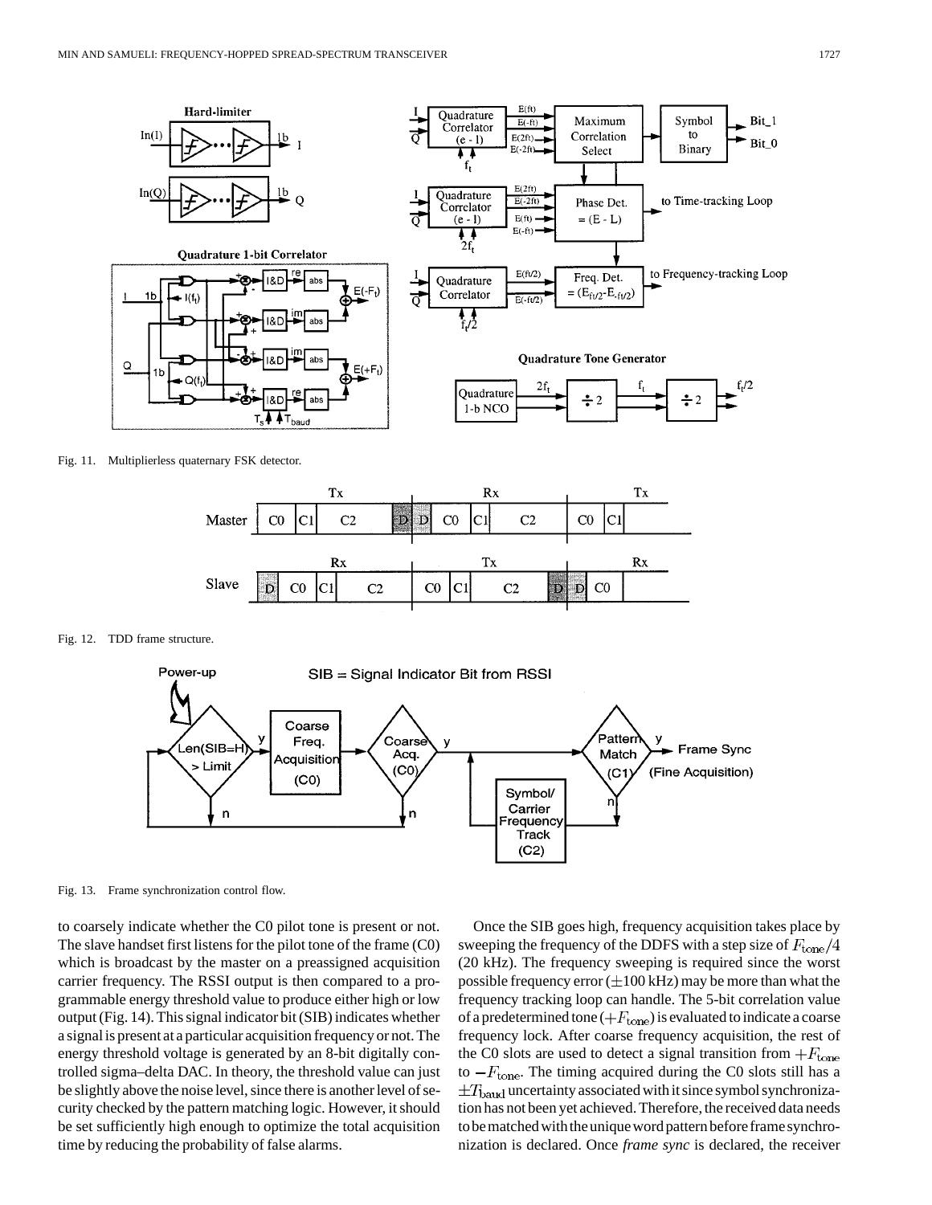Fig. 11. Multiplierless quaternary FSK detector.

Fig. 12. TDD frame structure.

Fig. 13. Frame synchronization control flow.

to coarsely indicate whether the C0 pilot tone is present or not. The slave handset first listens for the pilot tone of the frame (C0) which is broadcast by the master on a preassigned acquisition carrier frequency. The RSSI output is then compared to a programmable energy threshold value to produce either high or low output (Fig. 14). This signal indicator bit (SIB) indicates whether a signal is present at a particular acquisition frequency or not. The energy threshold voltage is generated by an 8-bit digitally controlled sigma–delta DAC. In theory, the threshold value can just be slightly above the noise level, since there is another level of security checked by the pattern matching logic. However, it should be set sufficiently high enough to optimize the total acquisition time by reducing the probability of false alarms.

Once the SIB goes high, frequency acquisition takes place by sweeping the frequency of the DDFS with a step size of $F_{\text{tone}}/4$ (20 kHz). The frequency sweeping is required since the worst possible frequency error ($\pm$100 kHz) may be more than what the frequency tracking loop can handle. The 5-bit correlation value of a predetermined tone ($+F_{\text{tone}}$) is evaluated to indicate a coarse frequency lock. After coarse frequency acquisition, the rest of the C0 slots are used to detect a signal transition from $+F_{\text{tone}}$ to $-F_{\text{tone}}$. The timing acquired during the C0 slots still has a $\pm T_{\text{baud}}$ uncertainty associated with it since symbol synchronization has not been yet achieved. Therefore, the received data needs to be matched with the unique word pattern before frame synchronization is declared. Once *frame sync* is declared, the receiver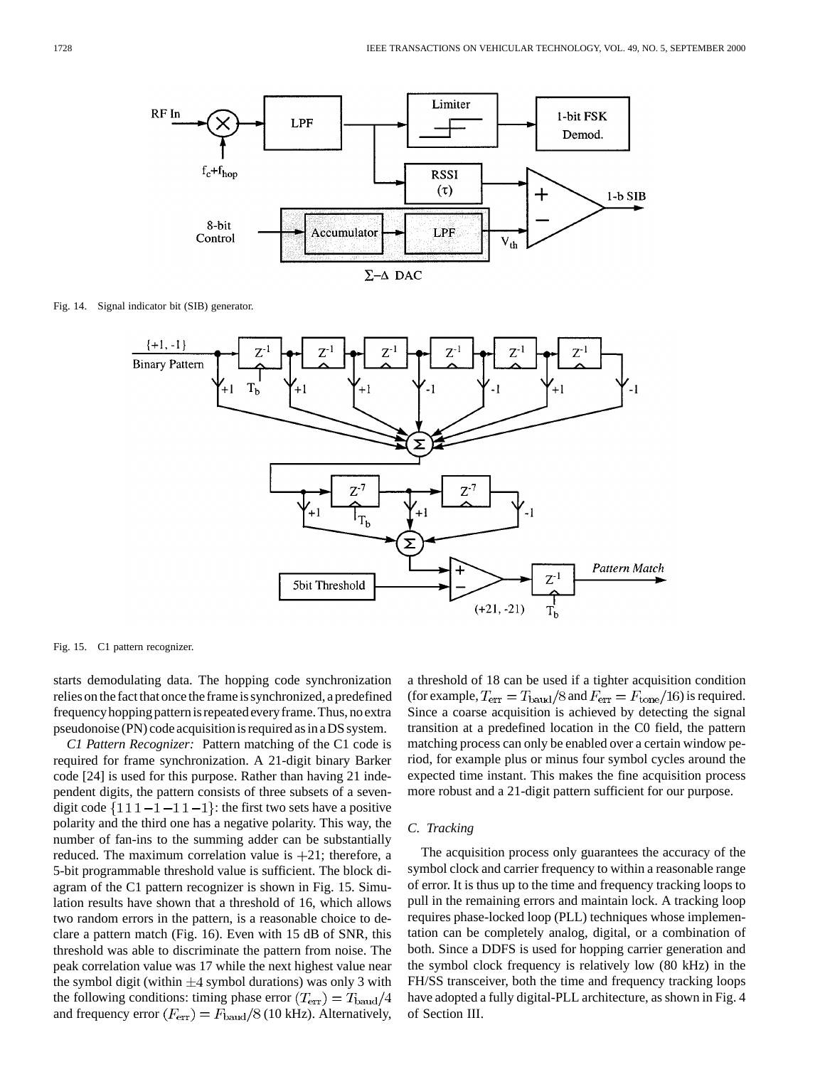Fig. 14. Signal indicator bit (SIB) generator.

Fig. 15. C1 pattern recognizer.

starts demodulating data. The hopping code synchronization relies on the fact that once the frame is synchronized, a predefined frequency hopping pattern is repeated every frame. Thus, no extra pseudonoise (PN) code acquisition is required as in a DS system.

*C1 Pattern Recognizer:* Pattern matching of the C1 code is required for frame synchronization. A 21-digit binary Barker code [24] is used for this purpose. Rather than having 21 independent digits, the pattern consists of three subsets of a seven-digit code $\{1\,1\,1\,-1\,-1\,1\,-1\}$: the first two sets have a positive polarity and the third one has a negative polarity. This way, the number of fan-ins to the summing adder can be substantially reduced. The maximum correlation value is $+21$; therefore, a 5-bit programmable threshold value is sufficient. The block diagram of the C1 pattern recognizer is shown in Fig. 15. Simulation results have shown that a threshold of 16, which allows two random errors in the pattern, is a reasonable choice to declare a pattern match (Fig. 16). Even with 15 dB of SNR, this threshold was able to discriminate the pattern from noise. The peak correlation value was 17 while the next highest value near the symbol digit (within $\pm 4$ symbol durations) was only 3 with the following conditions: timing phase error $(T_{\rm err}) = T_{\rm baud}/4$ and frequency error $(F_{\rm err}) = F_{\rm baud}/8$ (10 kHz). Alternatively, a threshold of 18 can be used if a tighter acquisition condition (for example, $T_{\rm err} = T_{\rm baud}/8$ and $F_{\rm err} = F_{\rm tone}/16$) is required. Since a coarse acquisition is achieved by detecting the signal transition at a predefined location in the C0 field, the pattern matching process can only be enabled over a certain window period, for example plus or minus four symbol cycles around the expected time instant. This makes the fine acquisition process more robust and a 21-digit pattern sufficient for our purpose.

### C. Tracking

The acquisition process only guarantees the accuracy of the symbol clock and carrier frequency to within a reasonable range of error. It is thus up to the time and frequency tracking loops to pull in the remaining errors and maintain lock. A tracking loop requires phase-locked loop (PLL) techniques whose implementation can be completely analog, digital, or a combination of both. Since a DDFS is used for hopping carrier generation and the symbol clock frequency is relatively low (80 kHz) in the FH/SS transceiver, both the time and frequency tracking loops have adopted a fully digital-PLL architecture, as shown in Fig. 4 of Section III.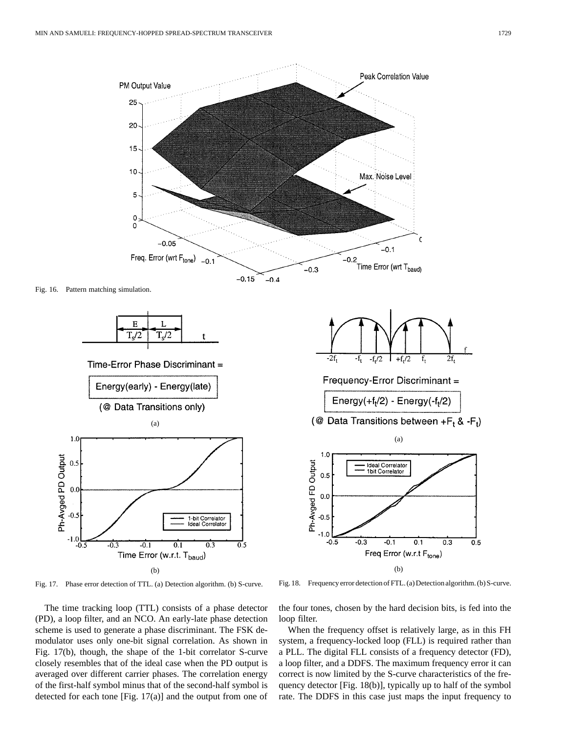Fig. 16. Pattern matching simulation.

Fig. 17. Phase error detection of TTL. (a) Detection algorithm. (b) S-curve.

Fig. 18. Frequency error detection of FTL. (a) Detection algorithm. (b) S-curve.

The time tracking loop (TTL) consists of a phase detector (PD), a loop filter, and an NCO. An early-late phase detection scheme is used to generate a phase discriminant. The FSK demodulator uses only one-bit signal correlation. As shown in Fig. 17(b), though, the shape of the 1-bit correlator S-curve closely resembles that of the ideal case when the PD output is averaged over different carrier phases. The correlation energy of the first-half symbol minus that of the second-half symbol is detected for each tone [Fig. 17(a)] and the output from one of the four tones, chosen by the hard decision bits, is fed into the loop filter.

When the frequency offset is relatively large, as in this FH system, a frequency-locked loop (FLL) is required rather than a PLL. The digital FLL consists of a frequency detector (FD), a loop filter, and a DDFS. The maximum frequency error it can correct is now limited by the S-curve characteristics of the frequency detector [Fig. 18(b)], typically up to half of the symbol rate. The DDFS in this case just maps the input frequency to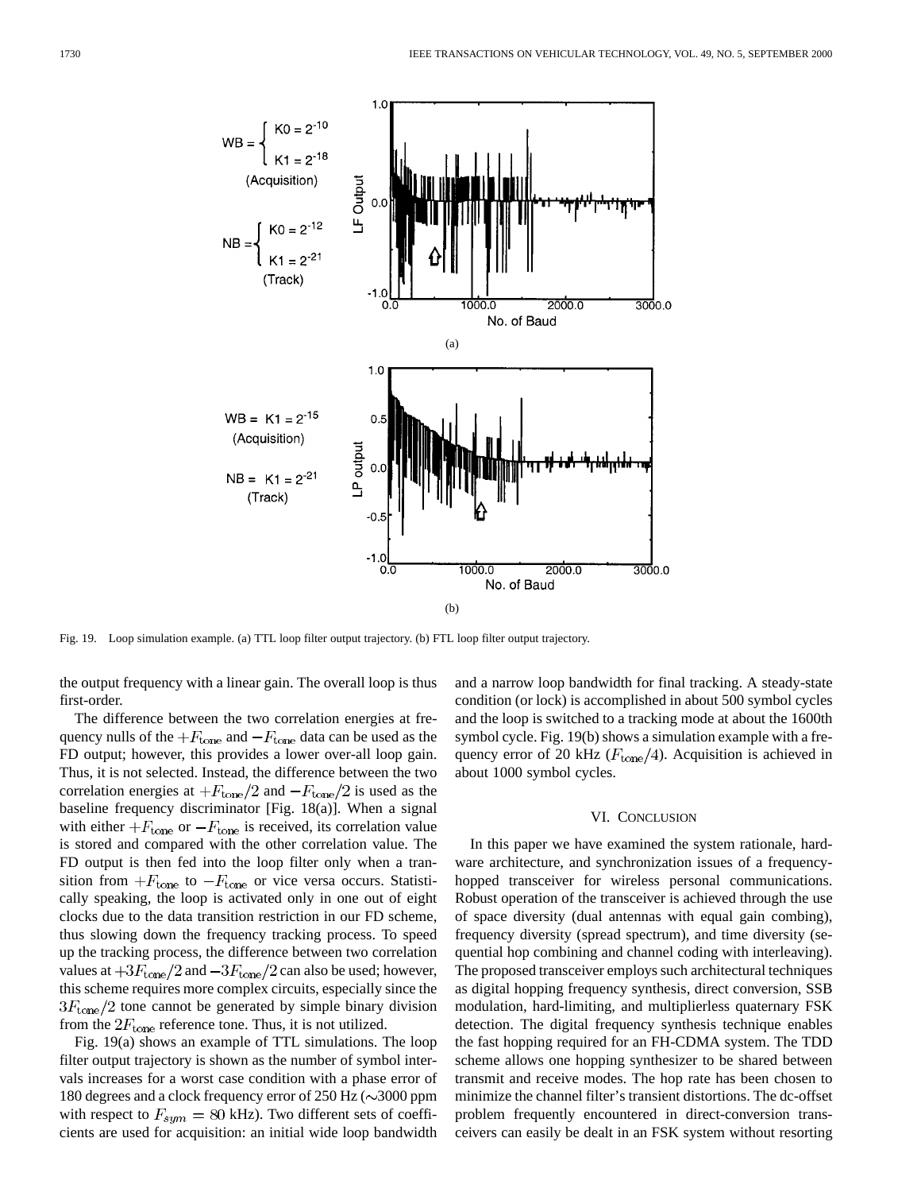Fig. 19. Loop simulation example. (a) TTL loop filter output trajectory. (b) FTL loop filter output trajectory.

the output frequency with a linear gain. The overall loop is thus first-order.

The difference between the two correlation energies at frequency nulls of the $+F_{\text{tone}}$ and $-F_{\text{tone}}$ data can be used as the FD output; however, this provides a lower over-all loop gain. Thus, it is not selected. Instead, the difference between the two correlation energies at $+F_{\text{tone}}/2$ and $-F_{\text{tone}}/2$ is used as the baseline frequency discriminator [Fig. 18(a)]. When a signal with either $+F_{\text{tone}}$ or $-F_{\text{tone}}$ is received, its correlation value is stored and compared with the other correlation value. The FD output is then fed into the loop filter only when a transition from $+F_{\text{tone}}$ to $-F_{\text{tone}}$ or vice versa occurs. Statistically speaking, the loop is activated only in one out of eight clocks due to the data transition restriction in our FD scheme, thus slowing down the frequency tracking process. To speed up the tracking process, the difference between two correlation values at $+3F_{\text{tone}}/2$ and $-3F_{\text{tone}}/2$ can also be used; however, this scheme requires more complex circuits, especially since the $3F_{\text{tone}}/2$ tone cannot be generated by simple binary division from the $2F_{\text{tone}}$ reference tone. Thus, it is not utilized.

Fig. 19(a) shows an example of TTL simulations. The loop filter output trajectory is shown as the number of symbol intervals increases for a worst case condition with a phase error of 180 degrees and a clock frequency error of 250 Hz (~3000 ppm with respect to $F_{sym} = 80$ kHz). Two different sets of coefficients are used for acquisition: an initial wide loop bandwidth and a narrow loop bandwidth for final tracking. A steady-state condition (or lock) is accomplished in about 500 symbol cycles and the loop is switched to a tracking mode at about the 1600th symbol cycle. Fig. 19(b) shows a simulation example with a frequency error of 20 kHz ($F_{\text{tone}}/4$). Acquisition is achieved in about 1000 symbol cycles.

## VI. Conclusion

In this paper we have examined the system rationale, hardware architecture, and synchronization issues of a frequency-hopped transceiver for wireless personal communications. Robust operation of the transceiver is achieved through the use of space diversity (dual antennas with equal gain combing), frequency diversity (spread spectrum), and time diversity (sequential hop combining and channel coding with interleaving). The proposed transceiver employs such architectural techniques as digital hopping frequency synthesis, direct conversion, SSB modulation, hard-limiting, and multiplierless quaternary FSK detection. The digital frequency synthesis technique enables the fast hopping required for an FH-CDMA system. The TDD scheme allows one hopping synthesizer to be shared between transmit and receive modes. The hop rate has been chosen to minimize the channel filter's transient distortions. The dc-offset problem frequently encountered in direct-conversion transceivers can easily be dealt in an FSK system without resorting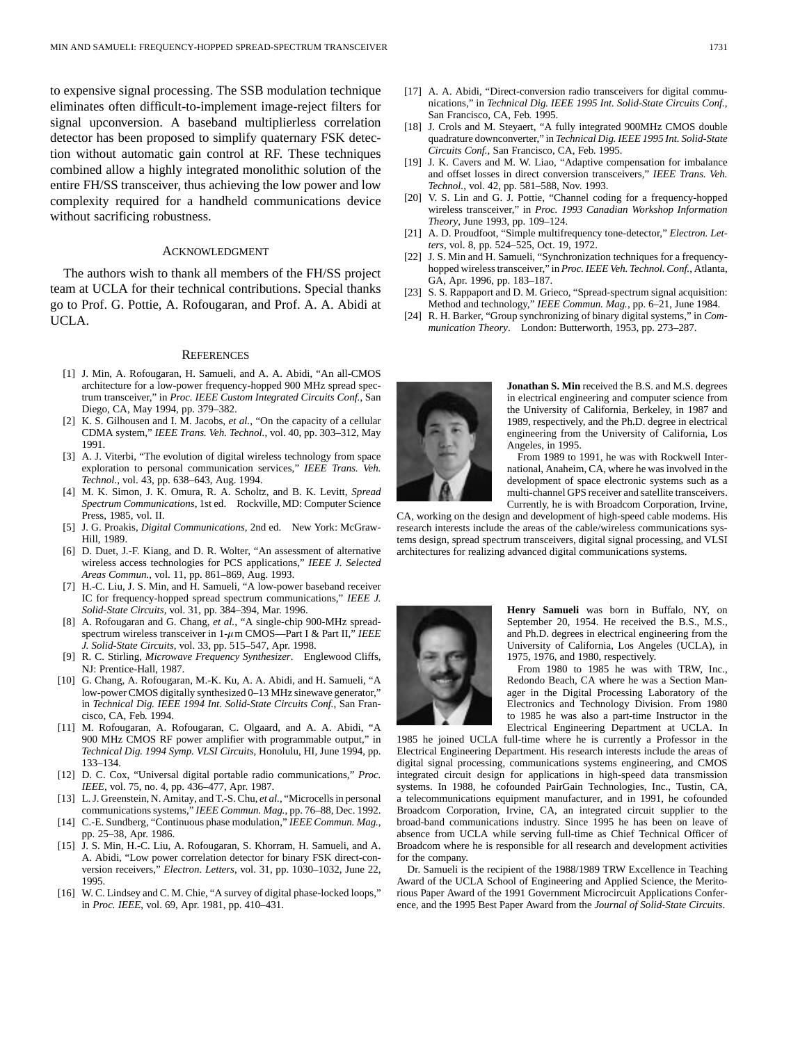to expensive signal processing. The SSB modulation technique eliminates often difficult-to-implement image-reject filters for signal upconversion. A baseband multiplierless correlation detector has been proposed to simplify quaternary FSK detection without automatic gain control at RF. These techniques combined allow a highly integrated monolithic solution of the entire FH/SS transceiver, thus achieving the low power and low complexity required for a handheld communications device without sacrificing robustness.

## Acknowledgment

The authors wish to thank all members of the FH/SS project team at UCLA for their technical contributions. Special thanks go to Prof. G. Pottie, A. Rofougaran, and Prof. A. A. Abidi at UCLA.

## References

[1] J. Min, A. Rofougaran, H. Samueli, and A. A. Abidi, "An all-CMOS architecture for a low-power frequency-hopped 900 MHz spread spectrum transceiver," in *Proc. IEEE Custom Integrated Circuits Conf.*, San Diego, CA, May 1994, pp. 379–382.

[2] K. S. Gilhousen and I. M. Jacobs, *et al.*, "On the capacity of a cellular CDMA system," *IEEE Trans. Veh. Technol.*, vol. 40, pp. 303–312, May 1991.

[3] A. J. Viterbi, "The evolution of digital wireless technology from space exploration to personal communication services," *IEEE Trans. Veh. Technol.*, vol. 43, pp. 638–643, Aug. 1994.

[4] M. K. Simon, J. K. Omura, R. A. Scholtz, and B. K. Levitt, *Spread Spectrum Communications*, 1st ed. Rockville, MD: Computer Science Press, 1985, vol. II.

[5] J. G. Proakis, *Digital Communications*, 2nd ed. New York: McGraw-Hill, 1989.

[6] D. Duet, J.-F. Kiang, and D. R. Wolter, "An assessment of alternative wireless access technologies for PCS applications," *IEEE J. Selected Areas Commun.*, vol. 11, pp. 861–869, Aug. 1993.

[7] H.-C. Liu, J. S. Min, and H. Samueli, "A low-power baseband receiver IC for frequency-hopped spread spectrum communications," *IEEE J. Solid-State Circuits*, vol. 31, pp. 384–394, Mar. 1996.

[8] A. Rofougaran and G. Chang, *et al.*, "A single-chip 900-MHz spread-spectrum wireless transceiver in 1-$\mu$m CMOS—Part I & Part II," *IEEE J. Solid-State Circuits*, vol. 33, pp. 515–547, Apr. 1998.

[9] R. C. Stirling, *Microwave Frequency Synthesizer*. Englewood Cliffs, NJ: Prentice-Hall, 1987.

[10] G. Chang, A. Rofougaran, M.-K. Ku, A. A. Abidi, and H. Samueli, "A low-power CMOS digitally synthesized 0–13 MHz sinewave generator," in *Technical Dig. IEEE 1994 Int. Solid-State Circuits Conf.*, San Francisco, CA, Feb. 1994.

[11] M. Rofougaran, A. Rofougaran, C. Olgaard, and A. A. Abidi, "A 900 MHz CMOS RF power amplifier with programmable output," in *Technical Dig. 1994 Symp. VLSI Circuits*, Honolulu, HI, June 1994, pp. 133–134.

[12] D. C. Cox, "Universal digital portable radio communications," *Proc. IEEE*, vol. 75, no. 4, pp. 436–477, Apr. 1987.

[13] L. J. Greenstein, N. Amitay, and T.-S. Chu, *et al.*, "Microcells in personal communications systems," *IEEE Commun. Mag.*, pp. 76–88, Dec. 1992.

[14] C.-E. Sundberg, "Continuous phase modulation," *IEEE Commun. Mag.*, pp. 25–38, Apr. 1986.

[15] J. S. Min, H.-C. Liu, A. Rofougaran, S. Khorram, H. Samueli, and A. A. Abidi, "Low power correlation detector for binary FSK direct-conversion receivers," *Electron. Letters*, vol. 31, pp. 1030–1032, June 22, 1995.

[16] W. C. Lindsey and C. M. Chie, "A survey of digital phase-locked loops," in *Proc. IEEE*, vol. 69, Apr. 1981, pp. 410–431.

[17] A. A. Abidi, "Direct-conversion radio transceivers for digital communications," in *Technical Dig. IEEE 1995 Int. Solid-State Circuits Conf.*, San Francisco, CA, Feb. 1995.

[18] J. Crols and M. Steyaert, "A fully integrated 900MHz CMOS double quadrature downconverter," in *Technical Dig. IEEE 1995 Int. Solid-State Circuits Conf.*, San Francisco, CA, Feb. 1995.

[19] J. K. Cavers and M. W. Liao, "Adaptive compensation for imbalance and offset losses in direct conversion transceivers," *IEEE Trans. Veh. Technol.*, vol. 42, pp. 581–588, Nov. 1993.

[20] V. S. Lin and G. J. Pottie, "Channel coding for a frequency-hopped wireless transceiver," in *Proc. 1993 Canadian Workshop Information Theory*, June 1993, pp. 109–124.

[21] A. D. Proudfoot, "Simple multifrequency tone-detector," *Electron. Letters*, vol. 8, pp. 524–525, Oct. 19, 1972.

[22] J. S. Min and H. Samueli, "Synchronization techniques for a frequency-hopped wireless transceiver," in *Proc. IEEE Veh. Technol. Conf.*, Atlanta, GA, Apr. 1996, pp. 183–187.

[23] S. S. Rappaport and D. M. Grieco, "Spread-spectrum signal acquisition: Method and technology," *IEEE Commun. Mag.*, pp. 6–21, June 1984.

[24] R. H. Barker, "Group synchronizing of binary digital systems," in *Communication Theory*. London: Butterworth, 1953, pp. 273–287.

**Jonathan S. Min** received the B.S. and M.S. degrees in electrical engineering and computer science from the University of California, Berkeley, in 1987 and 1989, respectively, and the Ph.D. degree in electrical engineering from the University of California, Los Angeles, in 1995.

From 1989 to 1991, he was with Rockwell International, Anaheim, CA, where he was involved in the development of space electronic systems such as a multi-channel GPS receiver and satellite transceivers. Currently, he is with Broadcom Corporation, Irvine, CA, working on the design and development of high-speed cable modems. His research interests include the areas of the cable/wireless communications systems design, spread spectrum transceivers, digital signal processing, and VLSI architectures for realizing advanced digital communications systems.

**Henry Samueli** was born in Buffalo, NY, on September 20, 1954. He received the B.S., M.S., and Ph.D. degrees in electrical engineering from the University of California, Los Angeles (UCLA), in 1975, 1976, and 1980, respectively.

From 1980 to 1985 he was with TRW, Inc., Redondo Beach, CA where he was a Section Manager in the Digital Processing Laboratory of the Electronics and Technology Division. From 1980 to 1985 he was also a part-time Instructor in the Electrical Engineering Department at UCLA. In 1985 he joined UCLA full-time where he is currently a Professor in the Electrical Engineering Department. His research interests include the areas of digital signal processing, communications systems engineering, and CMOS integrated circuit design for applications in high-speed data transmission systems. In 1988, he cofounded PairGain Technologies, Inc., Tustin, CA, a telecommunications equipment manufacturer, and in 1991, he cofounded Broadcom Corporation, Irvine, CA, an integrated circuit supplier to the broad-band communications industry. Since 1995 he has been on leave of absence from UCLA while serving full-time as Chief Technical Officer of Broadcom where he is responsible for all research and development activities for the company.

Dr. Samueli is the recipient of the 1988/1989 TRW Excellence in Teaching Award of the UCLA School of Engineering and Applied Science, the Meritorious Paper Award of the 1991 Government Microcircuit Applications Conference, and the 1995 Best Paper Award from the *Journal of Solid-State Circuits*.